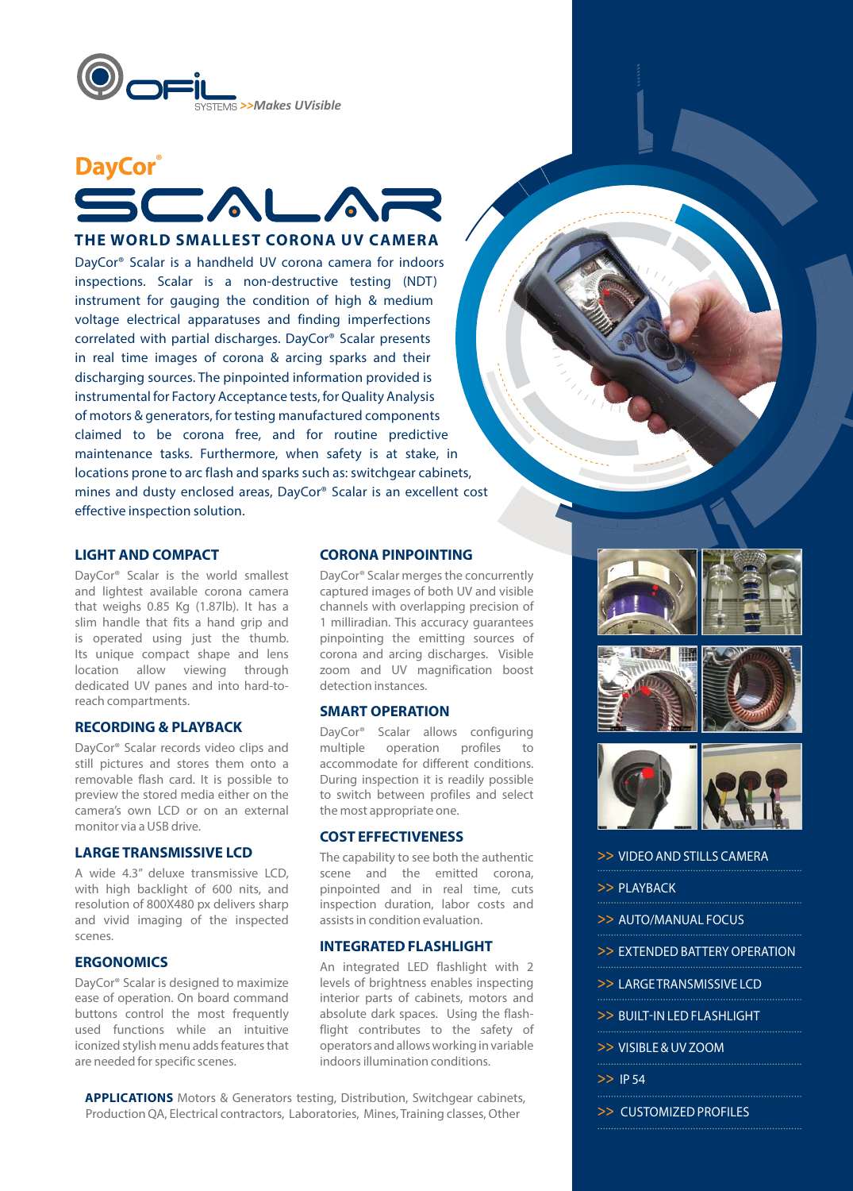OFIL SYSTEMS >>Makes UVisible

# DayCor® SCALAR

## THE WORLD SMALLEST CORONA UV CAMERA

DayCor® Scalar is a handheld UV corona camera for indoors inspections. Scalar is a non-destructive testing (NDT) instrument for gauging the condition of high & medium voltage electrical apparatuses and finding imperfections correlated with partial discharges. DayCor® Scalar presents in real time images of corona & arcing sparks and their discharging sources. The pinpointed information provided is instrumental for Factory Acceptance tests, for Quality Analysis of motors & generators, for testing manufactured components claimed to be corona free, and for routine predictive maintenance tasks. Furthermore, when safety is at stake, in locations prone to arc flash and sparks such as: switchgear cabinets, mines and dusty enclosed areas, DayCor® Scalar is an excellent cost effective inspection solution.

### LIGHT AND COMPACT

DayCor® Scalar is the world smallest and lightest available corona camera that weighs 0.85 Kg (1.87lb). It has a slim handle that fits a hand grip and is operated using just the thumb. Its unique compact shape and lens location allow viewing through dedicated UV panes and into hard-to-reach compartments.

### RECORDING & PLAYBACK

DayCor® Scalar records video clips and still pictures and stores them onto a removable flash card. It is possible to preview the stored media either on the camera's own LCD or on an external monitor via a USB drive.

### LARGE TRANSMISSIVE LCD

A wide 4.3" deluxe transmissive LCD, with high backlight of 600 nits, and resolution of 800X480 px delivers sharp and vivid imaging of the inspected scenes.

### ERGONOMICS

DayCor® Scalar is designed to maximize ease of operation. On board command buttons control the most frequently used functions while an intuitive iconized stylish menu adds features that are needed for specific scenes.

### CORONA PINPOINTING

DayCor® Scalar merges the concurrently captured images of both UV and visible channels with overlapping precision of 1 milliradian. This accuracy guarantees pinpointing the emitting sources of corona and arcing discharges. Visible zoom and UV magnification boost detection instances.

### SMART OPERATION

DayCor® Scalar allows configuring multiple operation profiles to accommodate for different conditions. During inspection it is readily possible to switch between profiles and select the most appropriate one.

### COST EFFECTIVENESS

The capability to see both the authentic scene and the emitted corona, pinpointed and in real time, cuts inspection duration, labor costs and assists in condition evaluation.

### INTEGRATED FLASHLIGHT

An integrated LED flashlight with 2 levels of brightness enables inspecting interior parts of cabinets, motors and absolute dark spaces. Using the flash-flight contributes to the safety of operators and allows working in variable indoors illumination conditions.

**APPLICATIONS** Motors & Generators testing, Distribution, Switchgear cabinets, Production QA, Electrical contractors, Laboratories, Mines, Training classes, Other

- >> VIDEO AND STILLS CAMERA
- >> PLAYBACK
- >> AUTO/MANUAL FOCUS
- >> EXTENDED BATTERY OPERATION
- >> LARGE TRANSMISSIVE LCD
- >> BUILT-IN LED FLASHLIGHT
- >> VISIBLE & UV ZOOM
- >> IP 54
- >> CUSTOMIZED PROFILES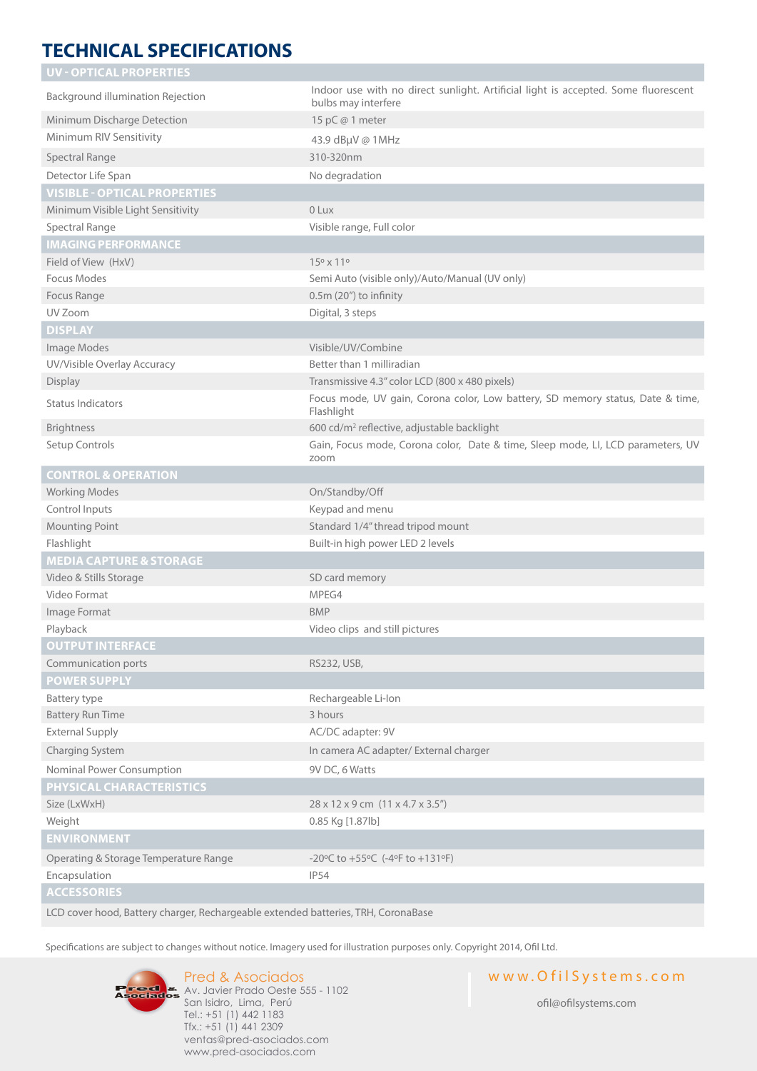# TECHNICAL SPECIFICATIONS

| | |
|---|---|
| **UV - OPTICAL PROPERTIES** | |
| Background illumination Rejection | Indoor use with no direct sunlight. Artificial light is accepted. Some fluorescent bulbs may interfere |
| Minimum Discharge Detection | 15 pC @ 1 meter |
| Minimum RIV Sensitivity | 43.9 dBμV @ 1MHz |
| Spectral Range | 310-320nm |
| Detector Life Span | No degradation |
| **VISIBLE - OPTICAL PROPERTIES** | |
| Minimum Visible Light Sensitivity | 0 Lux |
| Spectral Range | Visible range, Full color |
| **IMAGING PERFORMANCE** | |
| Field of View (HxV) | 15º x 11º |
| Focus Modes | Semi Auto (visible only)/Auto/Manual (UV only) |
| Focus Range | 0.5m (20") to infinity |
| UV Zoom | Digital, 3 steps |
| **DISPLAY** | |
| Image Modes | Visible/UV/Combine |
| UV/Visible Overlay Accuracy | Better than 1 milliradian |
| Display | Transmissive 4.3" color LCD (800 x 480 pixels) |
| Status Indicators | Focus mode, UV gain, Corona color, Low battery, SD memory status, Date & time, Flashlight |
| Brightness | 600 cd/m² reflective, adjustable backlight |
| Setup Controls | Gain, Focus mode, Corona color, Date & time, Sleep mode, LI, LCD parameters, UV zoom |
| **CONTROL & OPERATION** | |
| Working Modes | On/Standby/Off |
| Control Inputs | Keypad and menu |
| Mounting Point | Standard 1/4" thread tripod mount |
| Flashlight | Built-in high power LED 2 levels |
| **MEDIA CAPTURE & STORAGE** | |
| Video & Stills Storage | SD card memory |
| Video Format | MPEG4 |
| Image Format | BMP |
| Playback | Video clips and still pictures |
| **OUTPUT INTERFACE** | |
| Communication ports | RS232, USB, |
| **POWER SUPPLY** | |
| Battery type | Rechargeable Li-Ion |
| Battery Run Time | 3 hours |
| External Supply | AC/DC adapter: 9V |
| Charging System | In camera AC adapter/ External charger |
| Nominal Power Consumption | 9V DC, 6 Watts |
| **PHYSICAL CHARACTERISTICS** | |
| Size (LxWxH) | 28 x 12 x 9 cm (11 x 4.7 x 3.5") |
| Weight | 0.85 Kg [1.87lb] |
| **ENVIRONMENT** | |
| Operating & Storage Temperature Range | -20ºC to +55ºC (-4ºF to +131ºF) |
| Encapsulation | IP54 |
| **ACCESSORIES** | |
| LCD cover hood, Battery charger, Rechargeable extended batteries, TRH, CoronaBase | |

Specifications are subject to changes without notice. Imagery used for illustration purposes only. Copyright 2014, Ofil Ltd.

Pred & Asociados
Av. Javier Prado Oeste 555 - 1102
San Isidro, Lima, Perú
Tel.: +51 (1) 442 1183
Tfx.: +51 (1) 441 2309
ventas@pred-asociados.com
www.pred-asociados.com

www.OfilSystems.com

ofil@ofilsystems.com